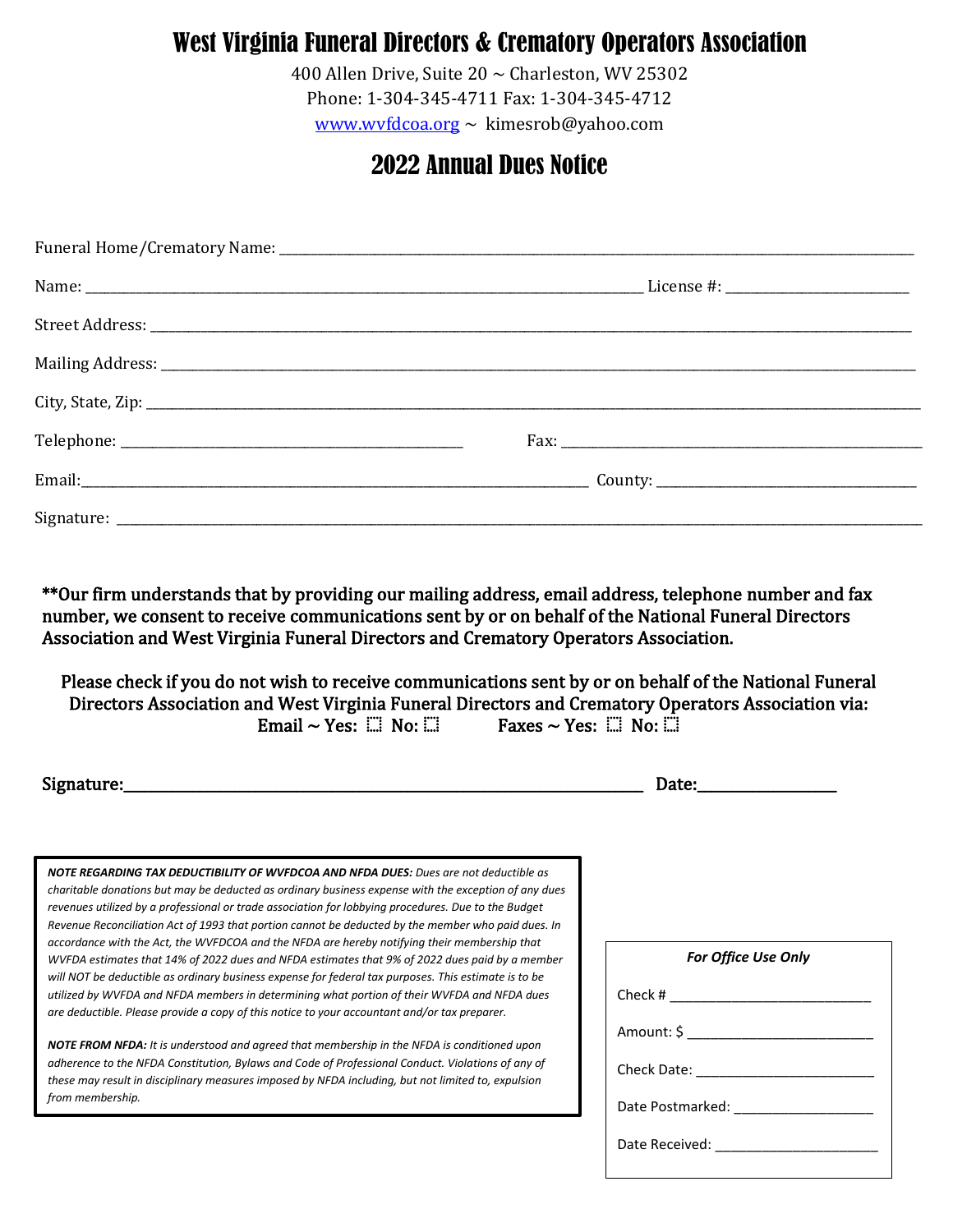# West Virginia Funeral Directors & Crematory Operators Association

400 Allen Drive, Suite 20 ~ Charleston, WV 25302

Phone: 1-304-345-4711 Fax: 1-304-345-4712

www.wvfdcoa.org ~ kimesrob@yahoo.com

## 2022 Annual Dues Notice

Funeral Home/Crematory Name: ___________________________________________

Name: _______________________________________ License #: _______________

Street Address: ___________________________________________

Mailing Address: ___________________________________________

City, State, Zip: ___________________________________________

Telephone: _________________________ Fax: _________________________

Email: _______________________________________ County: _______________

Signature: ___________________________________________

**Our firm understands that by providing our mailing address, email address, telephone number and fax number, we consent to receive communications sent by or on behalf of the National Funeral Directors Association and West Virginia Funeral Directors and Crematory Operators Association.**

**Please check if you do not wish to receive communications sent by or on behalf of the National Funeral Directors Association and West Virginia Funeral Directors and Crematory Operators Association via:**

**Email ~ Yes: ☐ No: ☐ Faxes ~ Yes: ☐ No: ☐**

**Signature:** _______________________________________ **Date:** _______________

***NOTE REGARDING TAX DEDUCTIBILITY OF WVFDCOA AND NFDA DUES:*** *Dues are not deductible as charitable donations but may be deducted as ordinary business expense with the exception of any dues revenues utilized by a professional or trade association for lobbying procedures. Due to the Budget Revenue Reconciliation Act of 1993 that portion cannot be deducted by the member who paid dues. In accordance with the Act, the WVFDCOA and the NFDA are hereby notifying their membership that WVFDA estimates that 14% of 2022 dues and NFDA estimates that 9% of 2022 dues paid by a member will NOT be deductible as ordinary business expense for federal tax purposes. This estimate is to be utilized by WVFDA and NFDA members in determining what portion of their WVFDA and NFDA dues are deductible. Please provide a copy of this notice to your accountant and/or tax preparer.*

***NOTE FROM NFDA:*** *It is understood and agreed that membership in the NFDA is conditioned upon adherence to the NFDA Constitution, Bylaws and Code of Professional Conduct. Violations of any of these may result in disciplinary measures imposed by NFDA including, but not limited to, expulsion from membership.*

***For Office Use Only***

Check # _______________

Amount: $ _______________

Check Date: _______________

Date Postmarked: _______________

Date Received: _______________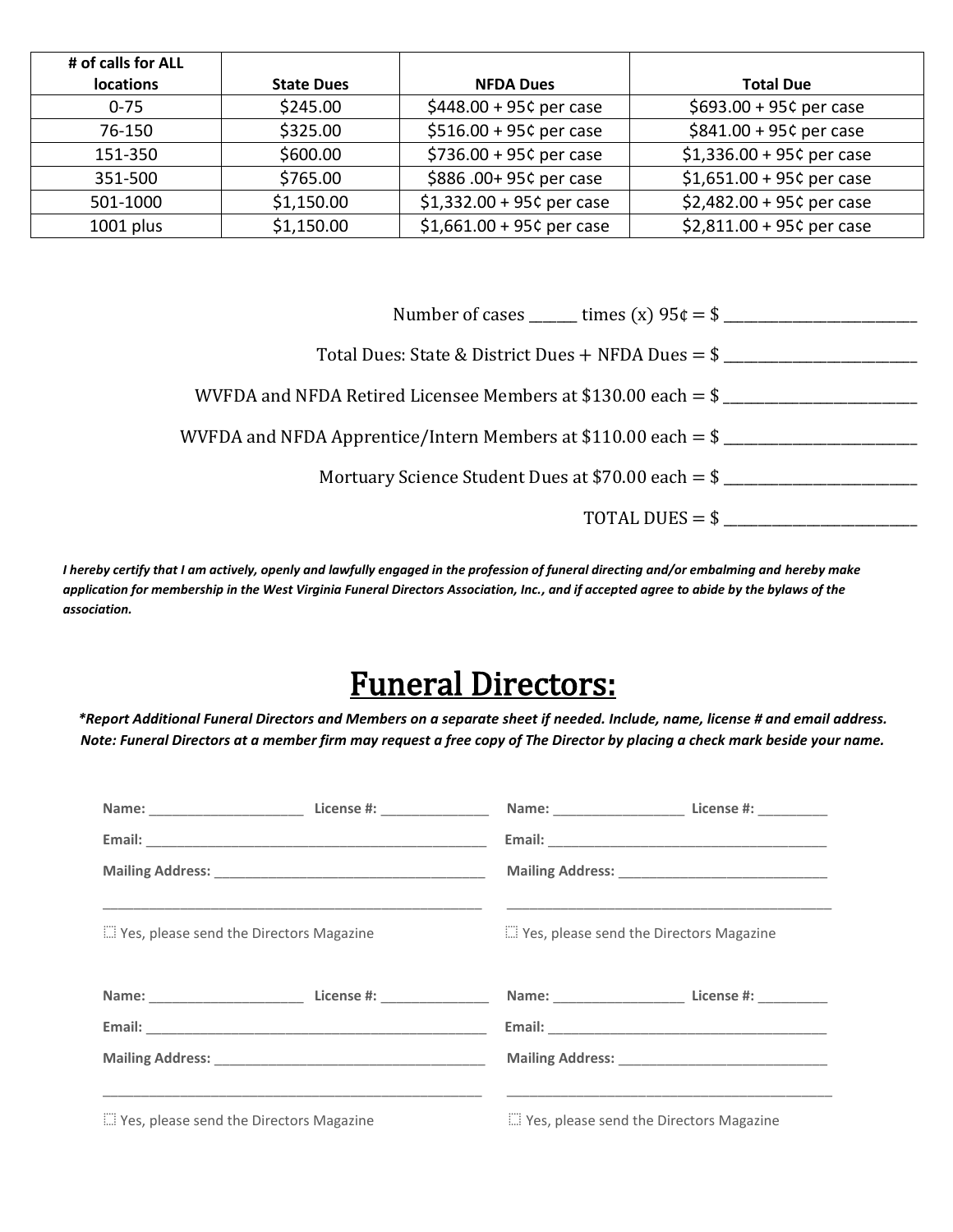| # of calls for ALL locations | State Dues | NFDA Dues | Total Due |
|---|---|---|---|
| 0-75 | $245.00 | $448.00 + 95¢ per case | $693.00 + 95¢ per case |
| 76-150 | $325.00 | $516.00 + 95¢ per case | $841.00 + 95¢ per case |
| 151-350 | $600.00 | $736.00 + 95¢ per case | $1,336.00 + 95¢ per case |
| 351-500 | $765.00 | $886 .00+ 95¢ per case | $1,651.00 + 95¢ per case |
| 501-1000 | $1,150.00 | $1,332.00 + 95¢ per case | $2,482.00 + 95¢ per case |
| 1001 plus | $1,150.00 | $1,661.00 + 95¢ per case | $2,811.00 + 95¢ per case |

Number of cases ______ times (x) 95¢ = $ ________________________

Total Dues: State & District Dues + NFDA Dues = $ ________________________

WVFDA and NFDA Retired Licensee Members at $130.00 each = $ ________________________

WVFDA and NFDA Apprentice/Intern Members at $110.00 each = $ ________________________

Mortuary Science Student Dues at $70.00 each = $ ________________________

TOTAL DUES = $ ________________________

***I hereby certify that I am actively, openly and lawfully engaged in the profession of funeral directing and/or embalming and hereby make application for membership in the West Virginia Funeral Directors Association, Inc., and if accepted agree to abide by the bylaws of the association.***

# Funeral Directors:

***\*Report Additional Funeral Directors and Members on a separate sheet if needed. Include, name, license # and email address. Note: Funeral Directors at a member firm may request a free copy of The Director by placing a check mark beside your name.***

**Name:** ____________________ **License #:** ______________

**Email:** ______________________________________________

**Mailing Address:** ____________________________________

________________________________________________________

☐ Yes, please send the Directors Magazine

**Name:** _________________ **License #:** _________

**Email:** _______________________________________

**Mailing Address:** ____________________________

________________________________________________

☐ Yes, please send the Directors Magazine

**Name:** ____________________ **License #:** ______________

**Email:** ______________________________________________

**Mailing Address:** ____________________________________

________________________________________________________

☐ Yes, please send the Directors Magazine

**Name:** _________________ **License #:** _________

**Email:** _______________________________________

**Mailing Address:** ____________________________

________________________________________________

☐ Yes, please send the Directors Magazine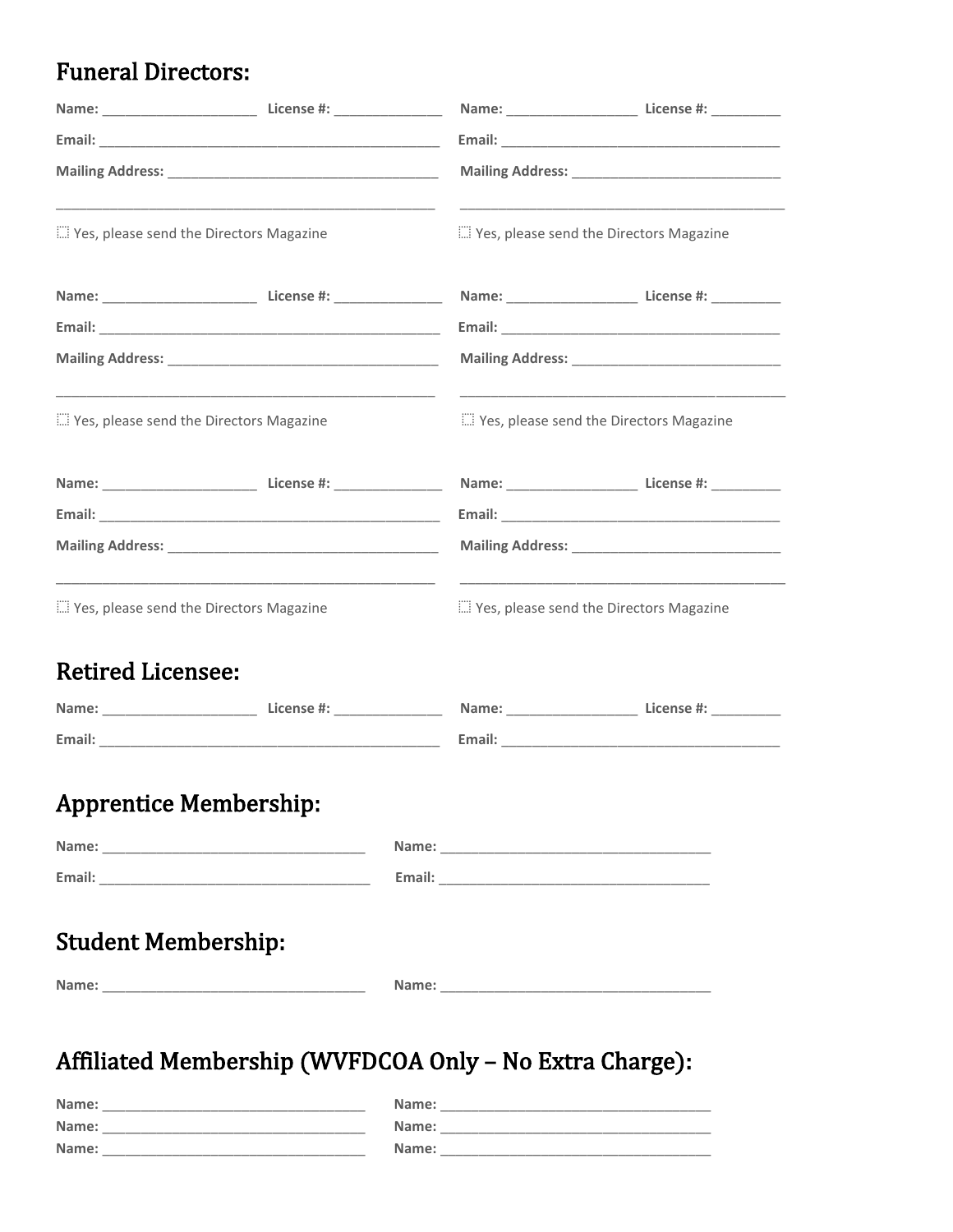## Funeral Directors:

**Name:** ____________________ **License #:** ______________ **Name:** _________________ **License #:** _________

**Email:** ______________________________________________ **Email:** ______________________________________

**Mailing Address:** ____________________________________ **Mailing Address:** ____________________________

___________________________________________________ ___________________________________________

☐ Yes, please send the Directors Magazine ☐ Yes, please send the Directors Magazine

**Name:** ____________________ **License #:** ______________ **Name:** _________________ **License #:** _________

**Email:** ______________________________________________ **Email:** ______________________________________

**Mailing Address:** ____________________________________ **Mailing Address:** ____________________________

___________________________________________________ ___________________________________________

☐ Yes, please send the Directors Magazine ☐ Yes, please send the Directors Magazine

**Name:** ____________________ **License #:** ______________ **Name:** _________________ **License #:** _________

**Email:** ______________________________________________ **Email:** ______________________________________

**Mailing Address:** ____________________________________ **Mailing Address:** ____________________________

___________________________________________________ ___________________________________________

☐ Yes, please send the Directors Magazine ☐ Yes, please send the Directors Magazine

## Retired Licensee:

**Name:** ____________________ **License #:** ______________ **Name:** _________________ **License #:** _________

**Email:** ______________________________________________ **Email:** ______________________________________

## Apprentice Membership:

**Name:** __________________________________ **Name:** __________________________________

**Email:** __________________________________ **Email:** __________________________________

## Student Membership:

**Name:** __________________________________ **Name:** __________________________________

## Affiliated Membership (WVFDCOA Only – No Extra Charge):

**Name:** __________________________________ **Name:** __________________________________
**Name:** __________________________________ **Name:** __________________________________
**Name:** __________________________________ **Name:** __________________________________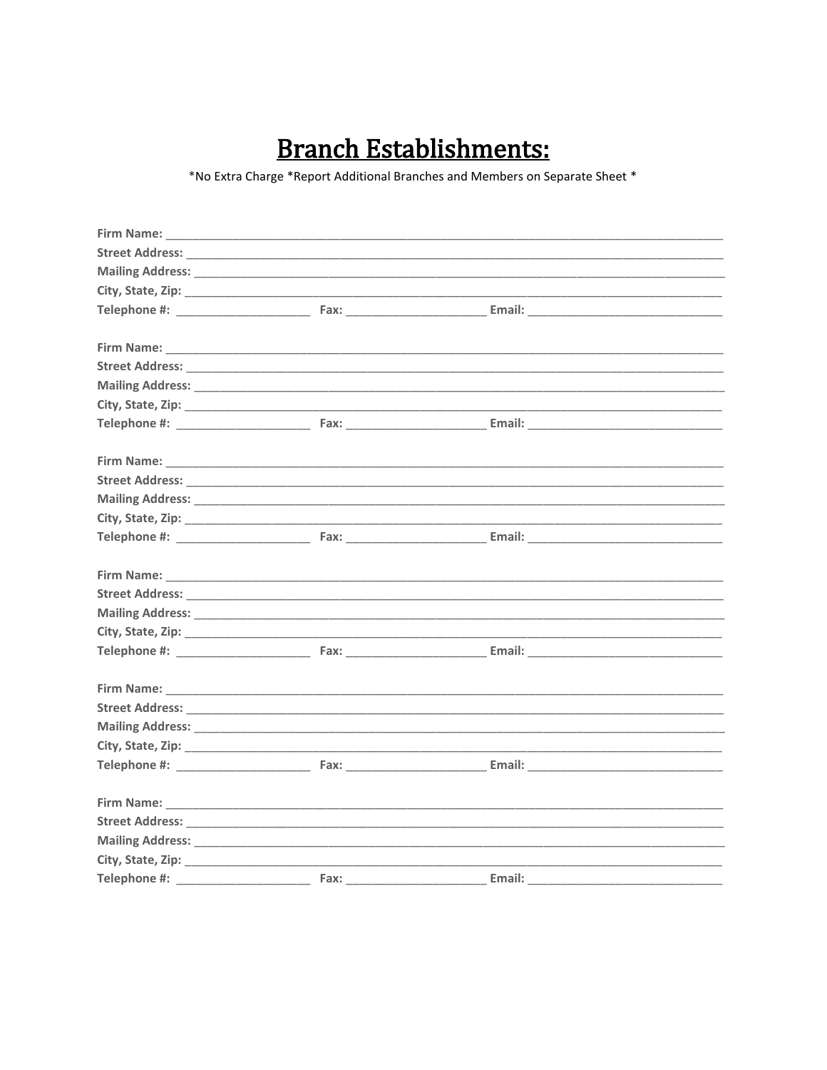# Branch Establishments:

*No Extra Charge *Report Additional Branches and Members on Separate Sheet *

**Firm Name:** ______________________________________________________________________________
**Street Address:** ___________________________________________________________________________
**Mailing Address:** __________________________________________________________________________
**City, State, Zip:** __________________________________________________________________________
**Telephone #:** ____________________ **Fax:** _____________________ **Email:** ______________________________

**Firm Name:** ______________________________________________________________________________
**Street Address:** ___________________________________________________________________________
**Mailing Address:** __________________________________________________________________________
**City, State, Zip:** __________________________________________________________________________
**Telephone #:** ____________________ **Fax:** _____________________ **Email:** ______________________________

**Firm Name:** ______________________________________________________________________________
**Street Address:** ___________________________________________________________________________
**Mailing Address:** __________________________________________________________________________
**City, State, Zip:** __________________________________________________________________________
**Telephone #:** ____________________ **Fax:** _____________________ **Email:** ______________________________

**Firm Name:** ______________________________________________________________________________
**Street Address:** ___________________________________________________________________________
**Mailing Address:** __________________________________________________________________________
**City, State, Zip:** __________________________________________________________________________
**Telephone #:** ____________________ **Fax:** _____________________ **Email:** ______________________________

**Firm Name:** ______________________________________________________________________________
**Street Address:** ___________________________________________________________________________
**Mailing Address:** __________________________________________________________________________
**City, State, Zip:** __________________________________________________________________________
**Telephone #:** ____________________ **Fax:** _____________________ **Email:** ______________________________

**Firm Name:** ______________________________________________________________________________
**Street Address:** ___________________________________________________________________________
**Mailing Address:** __________________________________________________________________________
**City, State, Zip:** __________________________________________________________________________
**Telephone #:** ____________________ **Fax:** _____________________ **Email:** ______________________________